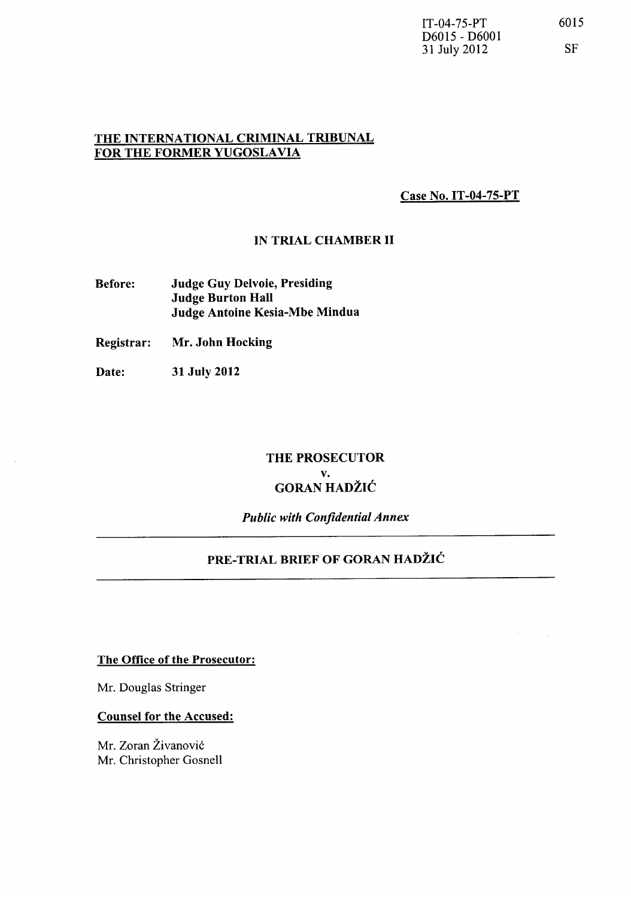IT-04-75-PT
D6015 - D6001
31 July 2012

6015

SF

**THE INTERNATIONAL CRIMINAL TRIBUNAL FOR THE FORMER YUGOSLAVIA**

**Case No. IT-04-75-PT**

**IN TRIAL CHAMBER II**

| | |
|---|---|
| **Before:** | **Judge Guy Delvoie, Presiding** |
| | **Judge Burton Hall** |
| | **Judge Antoine Kesia-Mbe Mindua** |
| **Registrar:** | **Mr. John Hocking** |
| **Date:** | **31 July 2012** |

**THE PROSECUTOR**

**v.**

**GORAN HADŽIĆ**

*Public with Confidential Annex*

---

**PRE-TRIAL BRIEF OF GORAN HADŽIĆ**

---

**The Office of the Prosecutor:**

Mr. Douglas Stringer

**Counsel for the Accused:**

Mr. Zoran Živanović
Mr. Christopher Gosnell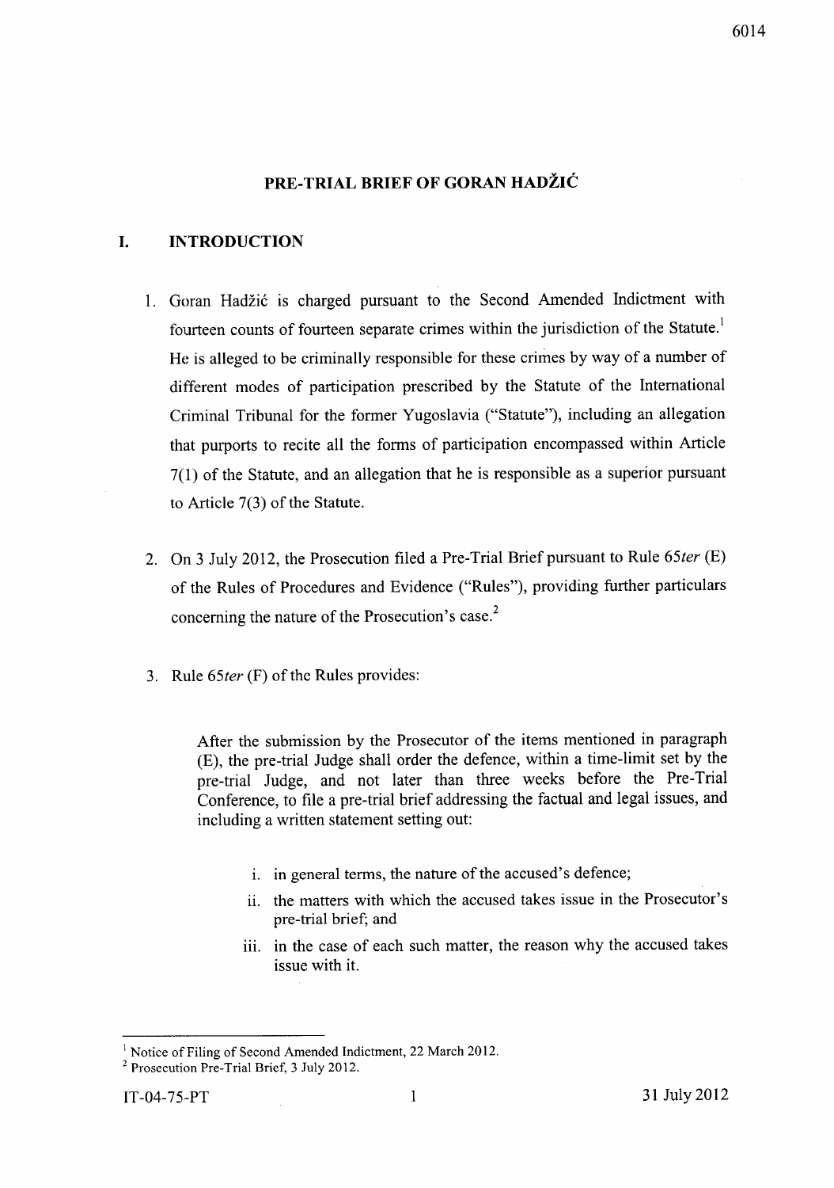# PRE-TRIAL BRIEF OF GORAN HADŽIĆ

## I. INTRODUCTION

1. Goran Hadžić is charged pursuant to the Second Amended Indictment with fourteen counts of fourteen separate crimes within the jurisdiction of the Statute.[1] He is alleged to be criminally responsible for these crimes by way of a number of different modes of participation prescribed by the Statute of the International Criminal Tribunal for the former Yugoslavia ("Statute"), including an allegation that purports to recite all the forms of participation encompassed within Article 7(1) of the Statute, and an allegation that he is responsible as a superior pursuant to Article 7(3) of the Statute.

2. On 3 July 2012, the Prosecution filed a Pre-Trial Brief pursuant to Rule 65*ter* (E) of the Rules of Procedures and Evidence ("Rules"), providing further particulars concerning the nature of the Prosecution's case.[2]

3. Rule 65*ter* (F) of the Rules provides:

> After the submission by the Prosecutor of the items mentioned in paragraph (E), the pre-trial Judge shall order the defence, within a time-limit set by the pre-trial Judge, and not later than three weeks before the Pre-Trial Conference, to file a pre-trial brief addressing the factual and legal issues, and including a written statement setting out:
>
> i. in general terms, the nature of the accused's defence;
>
> ii. the matters with which the accused takes issue in the Prosecutor's pre-trial brief; and
>
> iii. in the case of each such matter, the reason why the accused takes issue with it.

---

[1] Notice of Filing of Second Amended Indictment, 22 March 2012.

[2] Prosecution Pre-Trial Brief, 3 July 2012.

IT-04-75-PT — 31 July 2012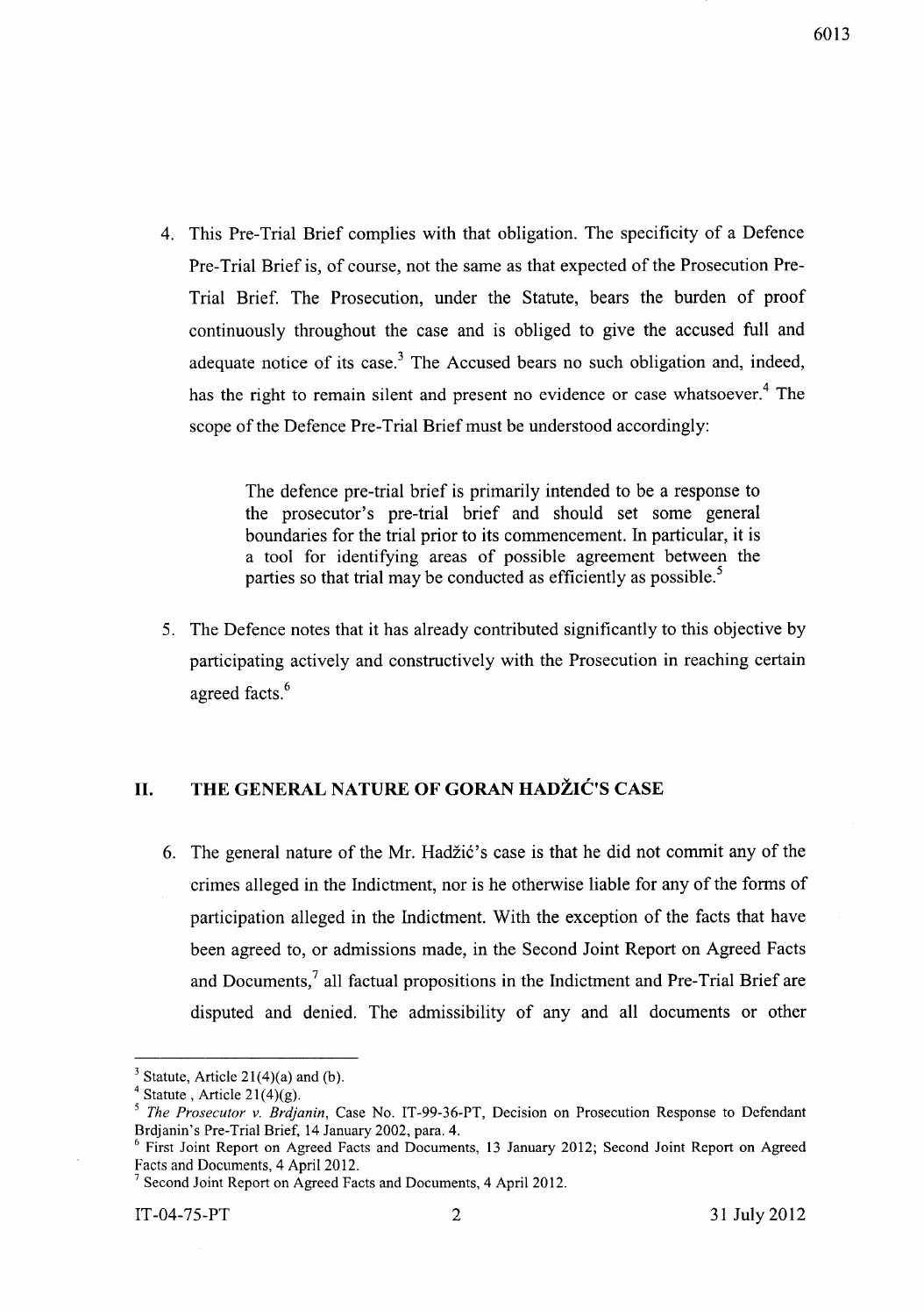4. This Pre-Trial Brief complies with that obligation. The specificity of a Defence Pre-Trial Brief is, of course, not the same as that expected of the Prosecution Pre-Trial Brief. The Prosecution, under the Statute, bears the burden of proof continuously throughout the case and is obliged to give the accused full and adequate notice of its case.[3] The Accused bears no such obligation and, indeed, has the right to remain silent and present no evidence or case whatsoever.[4] The scope of the Defence Pre-Trial Brief must be understood accordingly:

> The defence pre-trial brief is primarily intended to be a response to the prosecutor's pre-trial brief and should set some general boundaries for the trial prior to its commencement. In particular, it is a tool for identifying areas of possible agreement between the parties so that trial may be conducted as efficiently as possible.[5]

5. The Defence notes that it has already contributed significantly to this objective by participating actively and constructively with the Prosecution in reaching certain agreed facts.[6]

## II. THE GENERAL NATURE OF GORAN HADŽIĆ'S CASE

6. The general nature of the Mr. Hadžić's case is that he did not commit any of the crimes alleged in the Indictment, nor is he otherwise liable for any of the forms of participation alleged in the Indictment. With the exception of the facts that have been agreed to, or admissions made, in the Second Joint Report on Agreed Facts and Documents,[7] all factual propositions in the Indictment and Pre-Trial Brief are disputed and denied. The admissibility of any and all documents or other

---

[3] Statute, Article 21(4)(a) and (b).

[4] Statute , Article 21(4)(g).

[5] *The Prosecutor v. Brdjanin*, Case No. IT-99-36-PT, Decision on Prosecution Response to Defendant Brdjanin's Pre-Trial Brief, 14 January 2002, para. 4.

[6] First Joint Report on Agreed Facts and Documents, 13 January 2012; Second Joint Report on Agreed Facts and Documents, 4 April 2012.

[7] Second Joint Report on Agreed Facts and Documents, 4 April 2012.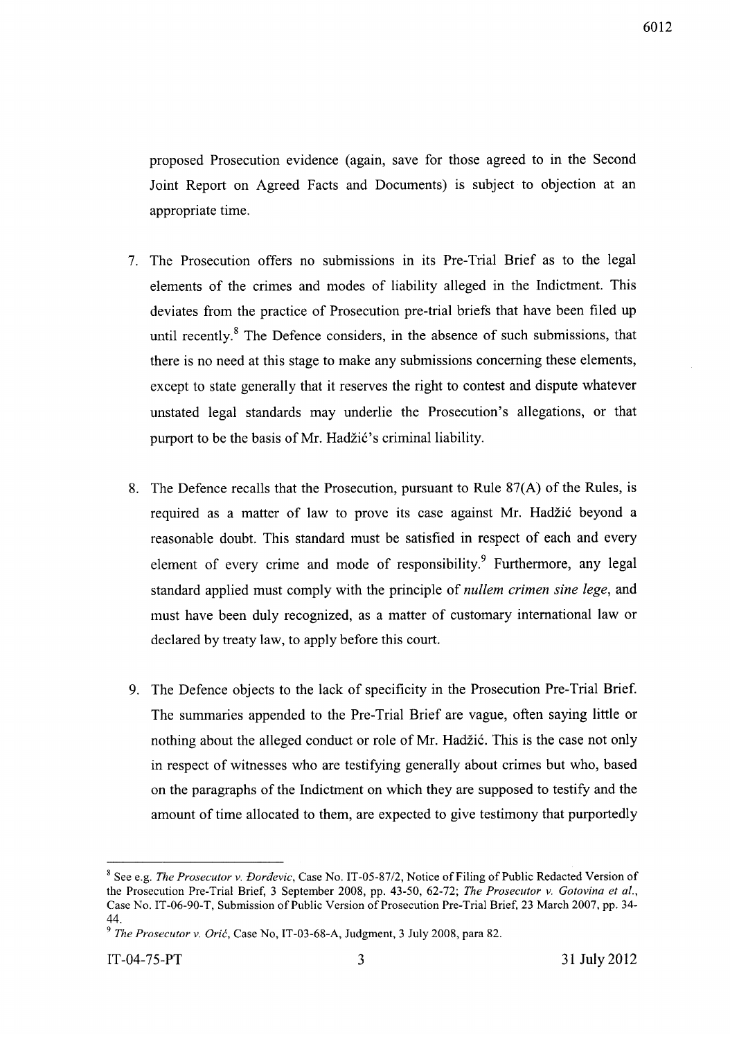proposed Prosecution evidence (again, save for those agreed to in the Second Joint Report on Agreed Facts and Documents) is subject to objection at an appropriate time.

7. The Prosecution offers no submissions in its Pre-Trial Brief as to the legal elements of the crimes and modes of liability alleged in the Indictment. This deviates from the practice of Prosecution pre-trial briefs that have been filed up until recently.[8] The Defence considers, in the absence of such submissions, that there is no need at this stage to make any submissions concerning these elements, except to state generally that it reserves the right to contest and dispute whatever unstated legal standards may underlie the Prosecution's allegations, or that purport to be the basis of Mr. Hadžić's criminal liability.

8. The Defence recalls that the Prosecution, pursuant to Rule 87(A) of the Rules, is required as a matter of law to prove its case against Mr. Hadžić beyond a reasonable doubt. This standard must be satisfied in respect of each and every element of every crime and mode of responsibility.[9] Furthermore, any legal standard applied must comply with the principle of *nullem crimen sine lege*, and must have been duly recognized, as a matter of customary international law or declared by treaty law, to apply before this court.

9. The Defence objects to the lack of specificity in the Prosecution Pre-Trial Brief. The summaries appended to the Pre-Trial Brief are vague, often saying little or nothing about the alleged conduct or role of Mr. Hadžić. This is the case not only in respect of witnesses who are testifying generally about crimes but who, based on the paragraphs of the Indictment on which they are supposed to testify and the amount of time allocated to them, are expected to give testimony that purportedly

---

[8] See e.g. *The Prosecutor v. Đorđevic*, Case No. IT-05-87/2, Notice of Filing of Public Redacted Version of the Prosecution Pre-Trial Brief, 3 September 2008, pp. 43-50, 62-72; *The Prosecutor v. Gotovina et al.*, Case No. IT-06-90-T, Submission of Public Version of Prosecution Pre-Trial Brief, 23 March 2007, pp. 34-44.

[9] *The Prosecutor v. Orić*, Case No, IT-03-68-A, Judgment, 3 July 2008, para 82.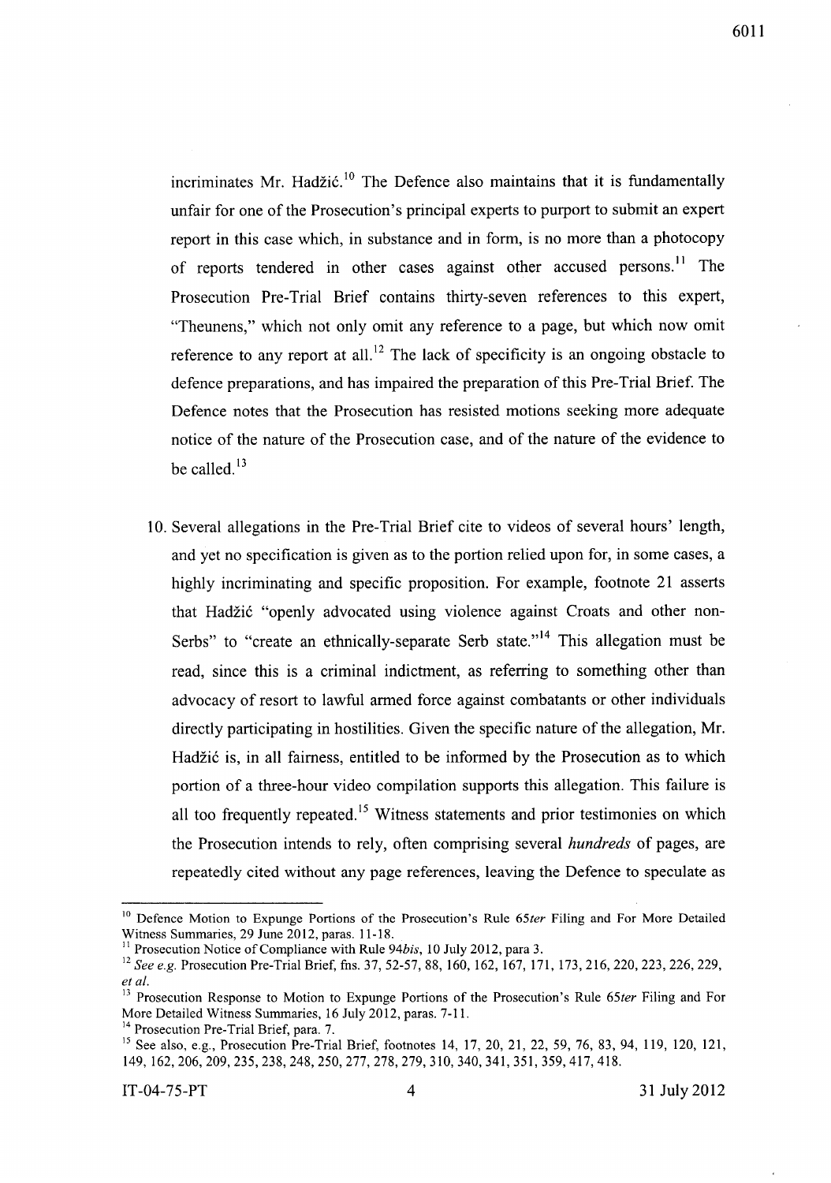incriminates Mr. Hadžić.[10] The Defence also maintains that it is fundamentally unfair for one of the Prosecution's principal experts to purport to submit an expert report in this case which, in substance and in form, is no more than a photocopy of reports tendered in other cases against other accused persons.[11] The Prosecution Pre-Trial Brief contains thirty-seven references to this expert, "Theunens," which not only omit any reference to a page, but which now omit reference to any report at all.[12] The lack of specificity is an ongoing obstacle to defence preparations, and has impaired the preparation of this Pre-Trial Brief. The Defence notes that the Prosecution has resisted motions seeking more adequate notice of the nature of the Prosecution case, and of the nature of the evidence to be called.[13]

10. Several allegations in the Pre-Trial Brief cite to videos of several hours' length, and yet no specification is given as to the portion relied upon for, in some cases, a highly incriminating and specific proposition. For example, footnote 21 asserts that Hadžić "openly advocated using violence against Croats and other non-Serbs" to "create an ethnically-separate Serb state."[14] This allegation must be read, since this is a criminal indictment, as referring to something other than advocacy of resort to lawful armed force against combatants or other individuals directly participating in hostilities. Given the specific nature of the allegation, Mr. Hadžić is, in all fairness, entitled to be informed by the Prosecution as to which portion of a three-hour video compilation supports this allegation. This failure is all too frequently repeated.[15] Witness statements and prior testimonies on which the Prosecution intends to rely, often comprising several *hundreds* of pages, are repeatedly cited without any page references, leaving the Defence to speculate as

---

[10] Defence Motion to Expunge Portions of the Prosecution's Rule *65ter* Filing and For More Detailed Witness Summaries, 29 June 2012, paras. 11-18.

[11] Prosecution Notice of Compliance with Rule *94bis*, 10 July 2012, para 3.

[12] *See e.g.* Prosecution Pre-Trial Brief, fns. 37, 52-57, 88, 160, 162, 167, 171, 173, 216, 220, 223, 226, 229, *et al.*

[13] Prosecution Response to Motion to Expunge Portions of the Prosecution's Rule *65ter* Filing and For More Detailed Witness Summaries, 16 July 2012, paras. 7-11.

[14] Prosecution Pre-Trial Brief, para. 7.

[15] See also, e.g., Prosecution Pre-Trial Brief, footnotes 14, 17, 20, 21, 22, 59, 76, 83, 94, 119, 120, 121, 149, 162, 206, 209, 235, 238, 248, 250, 277, 278, 279, 310, 340, 341, 351, 359, 417, 418.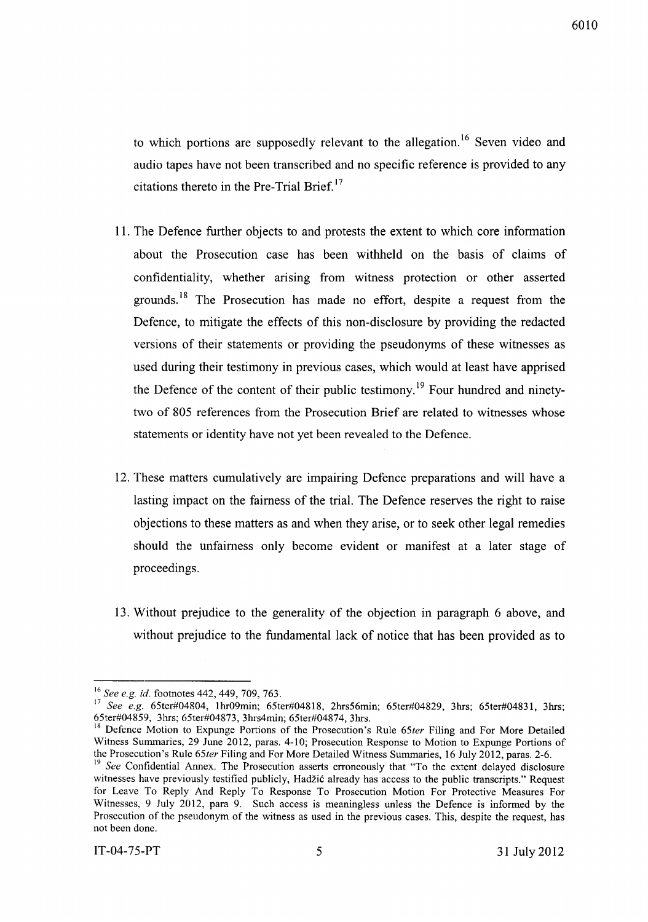to which portions are supposedly relevant to the allegation.[16] Seven video and audio tapes have not been transcribed and no specific reference is provided to any citations thereto in the Pre-Trial Brief.[17]

11. The Defence further objects to and protests the extent to which core information about the Prosecution case has been withheld on the basis of claims of confidentiality, whether arising from witness protection or other asserted grounds.[18] The Prosecution has made no effort, despite a request from the Defence, to mitigate the effects of this non-disclosure by providing the redacted versions of their statements or providing the pseudonyms of these witnesses as used during their testimony in previous cases, which would at least have apprised the Defence of the content of their public testimony.[19] Four hundred and ninety-two of 805 references from the Prosecution Brief are related to witnesses whose statements or identity have not yet been revealed to the Defence.

12. These matters cumulatively are impairing Defence preparations and will have a lasting impact on the fairness of the trial. The Defence reserves the right to raise objections to these matters as and when they arise, or to seek other legal remedies should the unfairness only become evident or manifest at a later stage of proceedings.

13. Without prejudice to the generality of the objection in paragraph 6 above, and without prejudice to the fundamental lack of notice that has been provided as to

---

[16] *See e.g. id.* footnotes 442, 449, 709, 763.

[17] *See e.g.* 65ter#04804, 1hr09min; 65ter#04818, 2hrs56min; 65ter#04829, 3hrs; 65ter#04831, 3hrs; 65ter#04859, 3hrs; 65ter#04873, 3hrs4min; 65ter#04874, 3hrs.

[18] Defence Motion to Expunge Portions of the Prosecution's Rule *65ter* Filing and For More Detailed Witness Summaries, 29 June 2012, paras. 4-10; Prosecution Response to Motion to Expunge Portions of the Prosecution's Rule *65ter* Filing and For More Detailed Witness Summaries, 16 July 2012, paras. 2-6.

[19] *See* Confidential Annex. The Prosecution asserts erroneously that "To the extent delayed disclosure witnesses have previously testified publicly, Hadžić already has access to the public transcripts." Request for Leave To Reply And Reply To Response To Prosecution Motion For Protective Measures For Witnesses, 9 July 2012, para 9. Such access is meaningless unless the Defence is informed by the Prosecution of the pseudonym of the witness as used in the previous cases. This, despite the request, has not been done.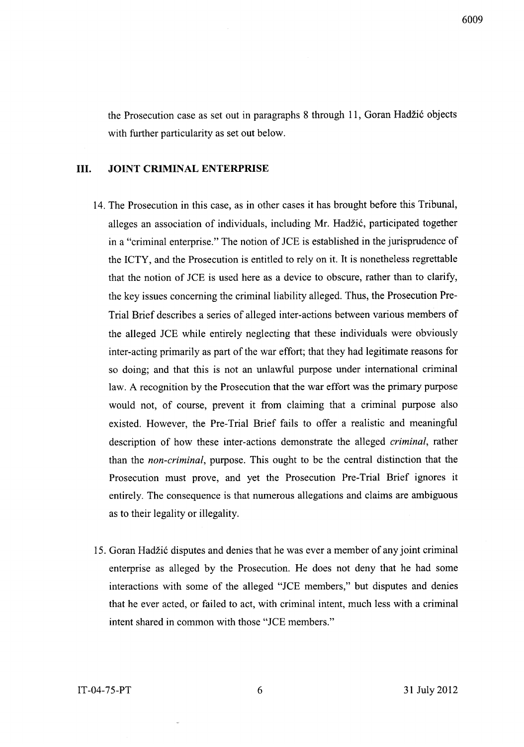the Prosecution case as set out in paragraphs 8 through 11, Goran Hadžić objects with further particularity as set out below.

## III. JOINT CRIMINAL ENTERPRISE

14. The Prosecution in this case, as in other cases it has brought before this Tribunal, alleges an association of individuals, including Mr. Hadžić, participated together in a "criminal enterprise." The notion of JCE is established in the jurisprudence of the ICTY, and the Prosecution is entitled to rely on it. It is nonetheless regrettable that the notion of JCE is used here as a device to obscure, rather than to clarify, the key issues concerning the criminal liability alleged. Thus, the Prosecution Pre-Trial Brief describes a series of alleged inter-actions between various members of the alleged JCE while entirely neglecting that these individuals were obviously inter-acting primarily as part of the war effort; that they had legitimate reasons for so doing; and that this is not an unlawful purpose under international criminal law. A recognition by the Prosecution that the war effort was the primary purpose would not, of course, prevent it from claiming that a criminal purpose also existed. However, the Pre-Trial Brief fails to offer a realistic and meaningful description of how these inter-actions demonstrate the alleged *criminal*, rather than the *non-criminal*, purpose. This ought to be the central distinction that the Prosecution must prove, and yet the Prosecution Pre-Trial Brief ignores it entirely. The consequence is that numerous allegations and claims are ambiguous as to their legality or illegality.

15. Goran Hadžić disputes and denies that he was ever a member of any joint criminal enterprise as alleged by the Prosecution. He does not deny that he had some interactions with some of the alleged "JCE members," but disputes and denies that he ever acted, or failed to act, with criminal intent, much less with a criminal intent shared in common with those "JCE members."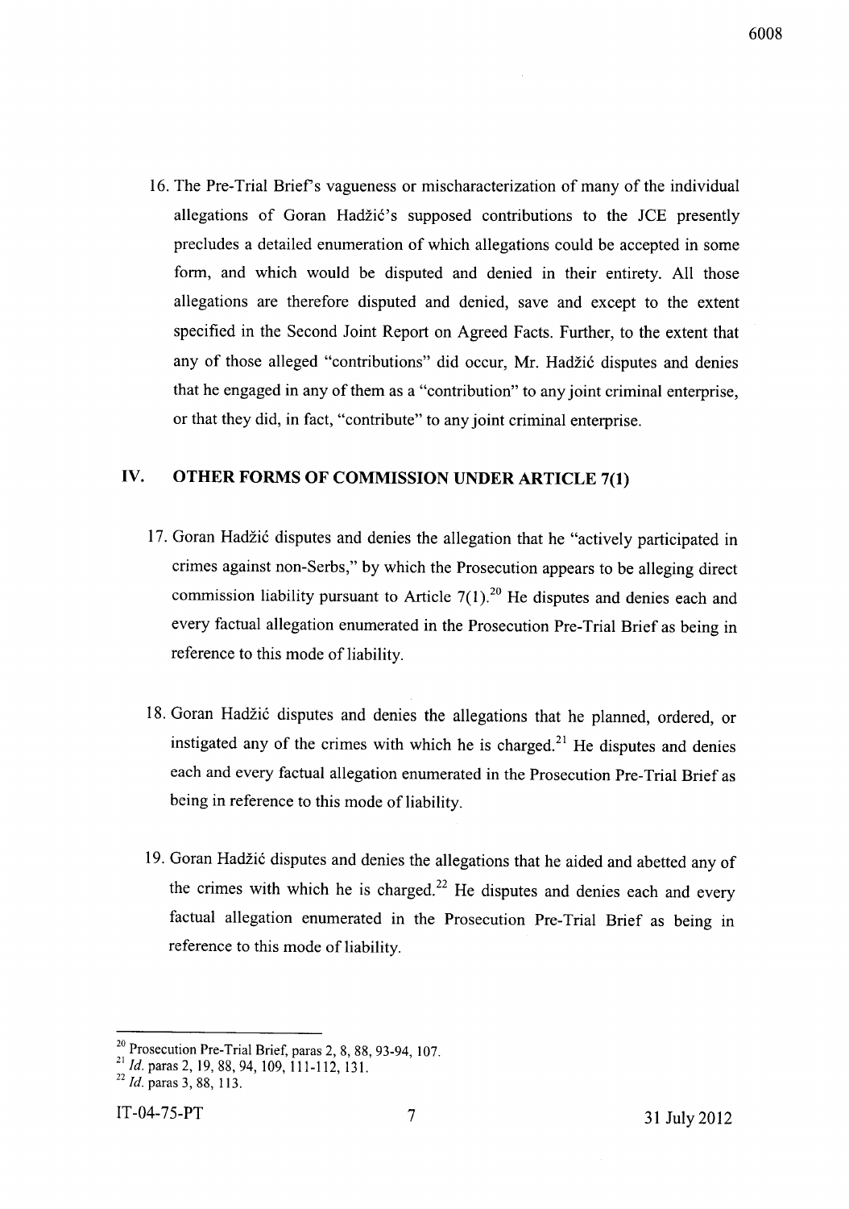16. The Pre-Trial Brief's vagueness or mischaracterization of many of the individual allegations of Goran Hadžić's supposed contributions to the JCE presently precludes a detailed enumeration of which allegations could be accepted in some form, and which would be disputed and denied in their entirety. All those allegations are therefore disputed and denied, save and except to the extent specified in the Second Joint Report on Agreed Facts. Further, to the extent that any of those alleged "contributions" did occur, Mr. Hadžić disputes and denies that he engaged in any of them as a "contribution" to any joint criminal enterprise, or that they did, in fact, "contribute" to any joint criminal enterprise.

## IV. OTHER FORMS OF COMMISSION UNDER ARTICLE 7(1)

17. Goran Hadžić disputes and denies the allegation that he "actively participated in crimes against non-Serbs," by which the Prosecution appears to be alleging direct commission liability pursuant to Article 7(1).[20] He disputes and denies each and every factual allegation enumerated in the Prosecution Pre-Trial Brief as being in reference to this mode of liability.

18. Goran Hadžić disputes and denies the allegations that he planned, ordered, or instigated any of the crimes with which he is charged.[21] He disputes and denies each and every factual allegation enumerated in the Prosecution Pre-Trial Brief as being in reference to this mode of liability.

19. Goran Hadžić disputes and denies the allegations that he aided and abetted any of the crimes with which he is charged.[22] He disputes and denies each and every factual allegation enumerated in the Prosecution Pre-Trial Brief as being in reference to this mode of liability.

---

[20] Prosecution Pre-Trial Brief, paras 2, 8, 88, 93-94, 107.

[21] *Id.* paras 2, 19, 88, 94, 109, 111-112, 131.

[22] *Id.* paras 3, 88, 113.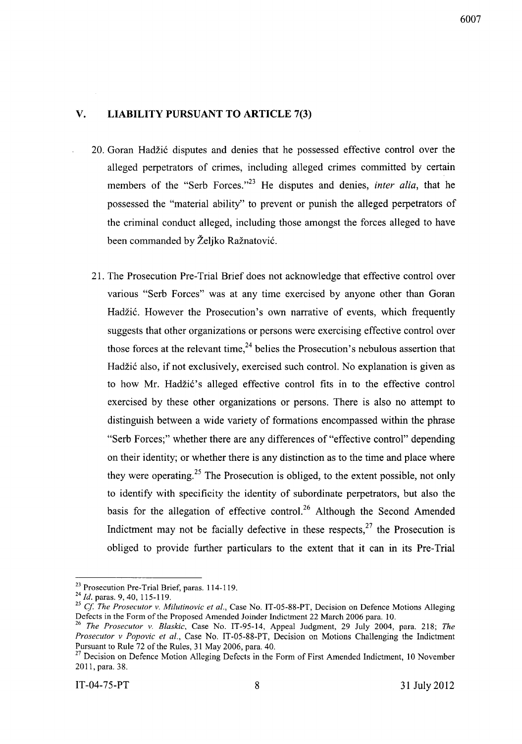## V. LIABILITY PURSUANT TO ARTICLE 7(3)

20. Goran Hadžić disputes and denies that he possessed effective control over the alleged perpetrators of crimes, including alleged crimes committed by certain members of the "Serb Forces."[23] He disputes and denies, *inter alia*, that he possessed the "material ability" to prevent or punish the alleged perpetrators of the criminal conduct alleged, including those amongst the forces alleged to have been commanded by Željko Ražnatović.

21. The Prosecution Pre-Trial Brief does not acknowledge that effective control over various "Serb Forces" was at any time exercised by anyone other than Goran Hadžić. However the Prosecution's own narrative of events, which frequently suggests that other organizations or persons were exercising effective control over those forces at the relevant time,[24] belies the Prosecution's nebulous assertion that Hadžić also, if not exclusively, exercised such control. No explanation is given as to how Mr. Hadžić's alleged effective control fits in to the effective control exercised by these other organizations or persons. There is also no attempt to distinguish between a wide variety of formations encompassed within the phrase "Serb Forces;" whether there are any differences of "effective control" depending on their identity; or whether there is any distinction as to the time and place where they were operating.[25] The Prosecution is obliged, to the extent possible, not only to identify with specificity the identity of subordinate perpetrators, but also the basis for the allegation of effective control.[26] Although the Second Amended Indictment may not be facially defective in these respects,[27] the Prosecution is obliged to provide further particulars to the extent that it can in its Pre-Trial

---

[23] Prosecution Pre-Trial Brief, paras. 114-119.

[24] *Id.* paras. 9, 40, 115-119.

[25] *Cf. The Prosecutor v. Milutinovic et al.*, Case No. IT-05-88-PT, Decision on Defence Motions Alleging Defects in the Form of the Proposed Amended Joinder Indictment 22 March 2006 para. 10.

[26] *The Prosecutor v. Blaskic*, Case No. IT-95-14, Appeal Judgment, 29 July 2004, para. 218; *The Prosecutor v Popovic et al.*, Case No. IT-05-88-PT, Decision on Motions Challenging the Indictment Pursuant to Rule 72 of the Rules, 31 May 2006, para. 40.

[27] Decision on Defence Motion Alleging Defects in the Form of First Amended Indictment, 10 November 2011, para. 38.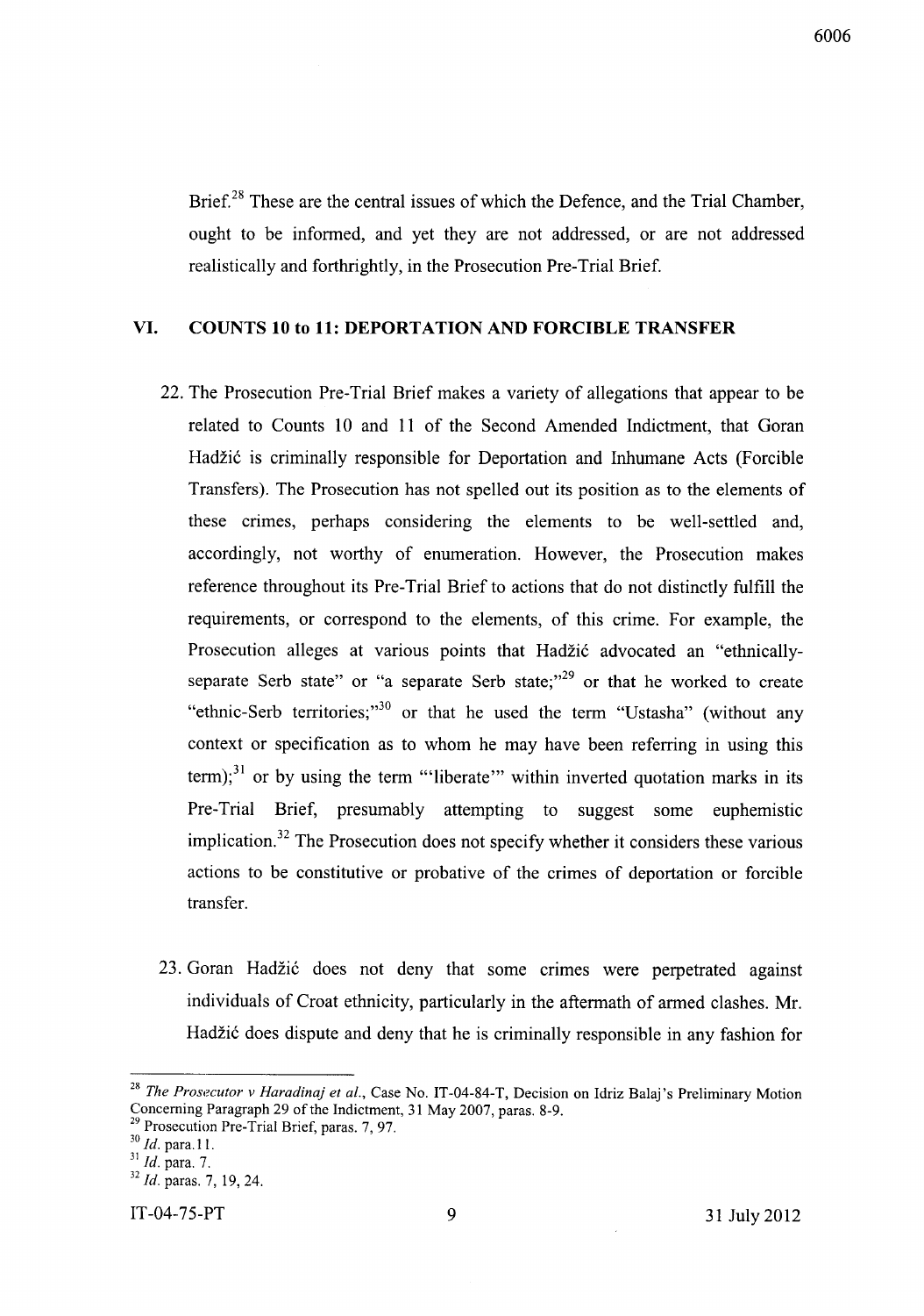Brief.[28] These are the central issues of which the Defence, and the Trial Chamber, ought to be informed, and yet they are not addressed, or are not addressed realistically and forthrightly, in the Prosecution Pre-Trial Brief.

## VI. COUNTS 10 to 11: DEPORTATION AND FORCIBLE TRANSFER

22. The Prosecution Pre-Trial Brief makes a variety of allegations that appear to be related to Counts 10 and 11 of the Second Amended Indictment, that Goran Hadžić is criminally responsible for Deportation and Inhumane Acts (Forcible Transfers). The Prosecution has not spelled out its position as to the elements of these crimes, perhaps considering the elements to be well-settled and, accordingly, not worthy of enumeration. However, the Prosecution makes reference throughout its Pre-Trial Brief to actions that do not distinctly fulfill the requirements, or correspond to the elements, of this crime. For example, the Prosecution alleges at various points that Hadžić advocated an "ethnically-separate Serb state" or "a separate Serb state;"[29] or that he worked to create "ethnic-Serb territories;"[30] or that he used the term "Ustasha" (without any context or specification as to whom he may have been referring in using this term);[31] or by using the term "'liberate'" within inverted quotation marks in its Pre-Trial Brief, presumably attempting to suggest some euphemistic implication.[32] The Prosecution does not specify whether it considers these various actions to be constitutive or probative of the crimes of deportation or forcible transfer.

23. Goran Hadžić does not deny that some crimes were perpetrated against individuals of Croat ethnicity, particularly in the aftermath of armed clashes. Mr. Hadžić does dispute and deny that he is criminally responsible in any fashion for

---

[28] *The Prosecutor v Haradinaj et al.*, Case No. IT-04-84-T, Decision on Idriz Balaj's Preliminary Motion Concerning Paragraph 29 of the Indictment, 31 May 2007, paras. 8-9.

[29] Prosecution Pre-Trial Brief, paras. 7, 97.

[30] *Id.* para. 11.

[31] *Id.* para. 7.

[32] *Id.* paras. 7, 19, 24.

IT-04-75-PT 31 July 2012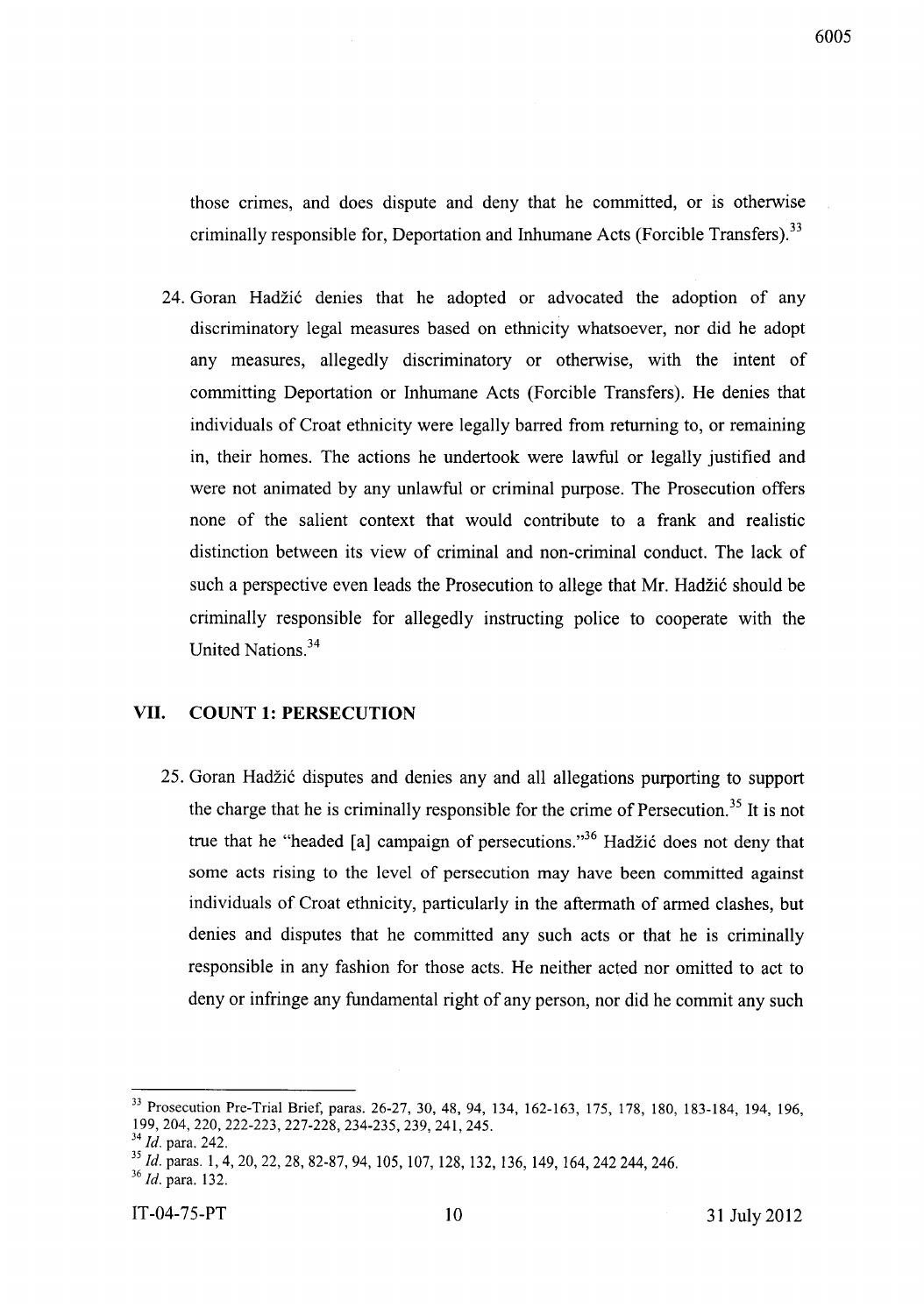those crimes, and does dispute and deny that he committed, or is otherwise criminally responsible for, Deportation and Inhumane Acts (Forcible Transfers).[33]

24. Goran Hadžić denies that he adopted or advocated the adoption of any discriminatory legal measures based on ethnicity whatsoever, nor did he adopt any measures, allegedly discriminatory or otherwise, with the intent of committing Deportation or Inhumane Acts (Forcible Transfers). He denies that individuals of Croat ethnicity were legally barred from returning to, or remaining in, their homes. The actions he undertook were lawful or legally justified and were not animated by any unlawful or criminal purpose. The Prosecution offers none of the salient context that would contribute to a frank and realistic distinction between its view of criminal and non-criminal conduct. The lack of such a perspective even leads the Prosecution to allege that Mr. Hadžić should be criminally responsible for allegedly instructing police to cooperate with the United Nations.[34]

## VII. COUNT 1: PERSECUTION

25. Goran Hadžić disputes and denies any and all allegations purporting to support the charge that he is criminally responsible for the crime of Persecution.[35] It is not true that he "headed [a] campaign of persecutions."[36] Hadžić does not deny that some acts rising to the level of persecution may have been committed against individuals of Croat ethnicity, particularly in the aftermath of armed clashes, but denies and disputes that he committed any such acts or that he is criminally responsible in any fashion for those acts. He neither acted nor omitted to act to deny or infringe any fundamental right of any person, nor did he commit any such

---

[33] Prosecution Pre-Trial Brief, paras. 26-27, 30, 48, 94, 134, 162-163, 175, 178, 180, 183-184, 194, 196, 199, 204, 220, 222-223, 227-228, 234-235, 239, 241, 245.

[34] *Id.* para. 242.

[35] *Id.* paras. 1, 4, 20, 22, 28, 82-87, 94, 105, 107, 128, 132, 136, 149, 164, 242 244, 246.

[36] *Id.* para. 132.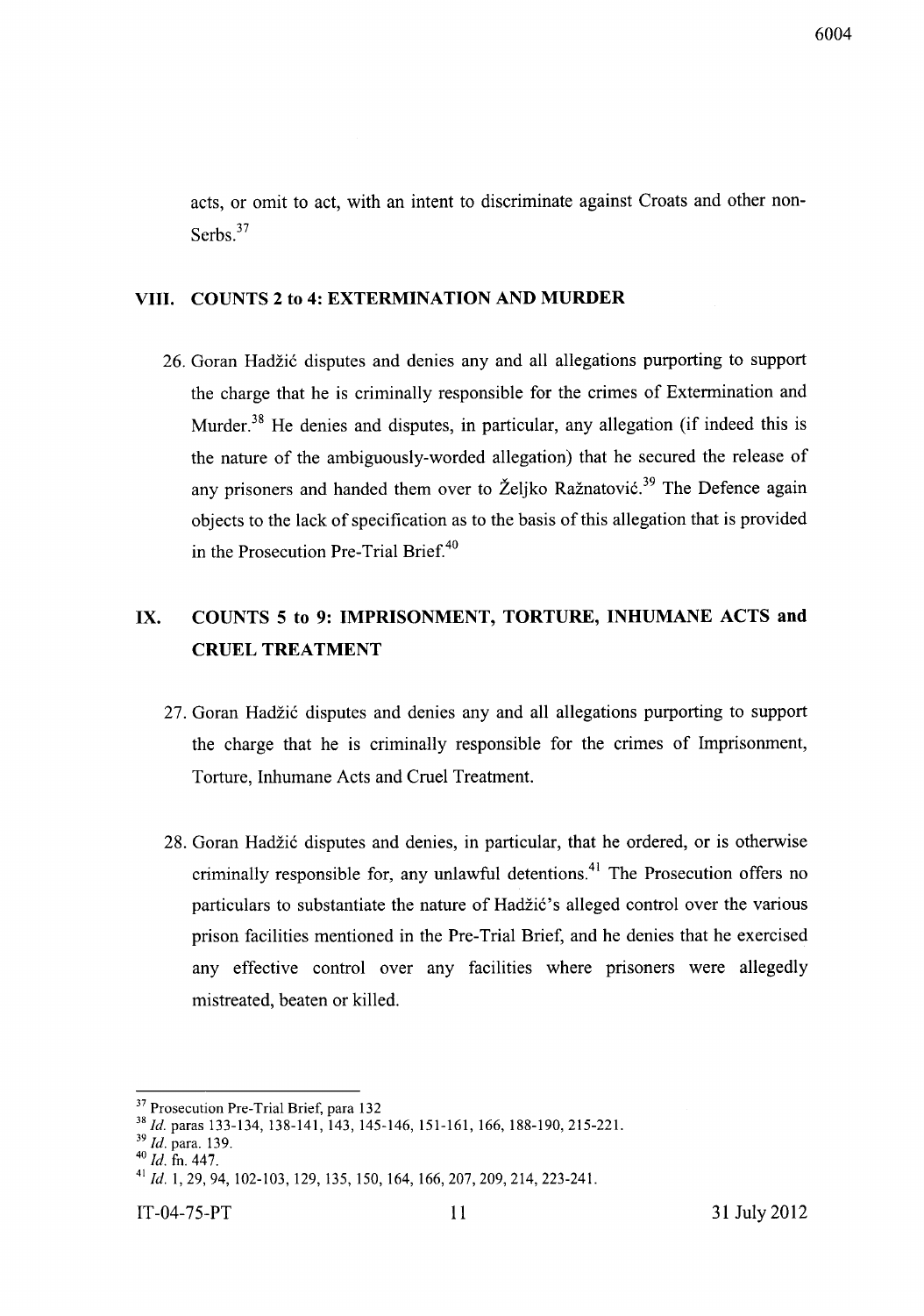acts, or omit to act, with an intent to discriminate against Croats and other non-Serbs.[37]

## VIII. COUNTS 2 to 4: EXTERMINATION AND MURDER

26. Goran Hadžić disputes and denies any and all allegations purporting to support the charge that he is criminally responsible for the crimes of Extermination and Murder.[38] He denies and disputes, in particular, any allegation (if indeed this is the nature of the ambiguously-worded allegation) that he secured the release of any prisoners and handed them over to Željko Ražnatović.[39] The Defence again objects to the lack of specification as to the basis of this allegation that is provided in the Prosecution Pre-Trial Brief.[40]

## IX. COUNTS 5 to 9: IMPRISONMENT, TORTURE, INHUMANE ACTS and CRUEL TREATMENT

27. Goran Hadžić disputes and denies any and all allegations purporting to support the charge that he is criminally responsible for the crimes of Imprisonment, Torture, Inhumane Acts and Cruel Treatment.

28. Goran Hadžić disputes and denies, in particular, that he ordered, or is otherwise criminally responsible for, any unlawful detentions.[41] The Prosecution offers no particulars to substantiate the nature of Hadžić's alleged control over the various prison facilities mentioned in the Pre-Trial Brief, and he denies that he exercised any effective control over any facilities where prisoners were allegedly mistreated, beaten or killed.

---

[37] Prosecution Pre-Trial Brief, para 132

[38] *Id.* paras 133-134, 138-141, 143, 145-146, 151-161, 166, 188-190, 215-221.

[39] *Id.* para. 139.

[40] *Id.* fn. 447.

[41] *Id.* 1, 29, 94, 102-103, 129, 135, 150, 164, 166, 207, 209, 214, 223-241.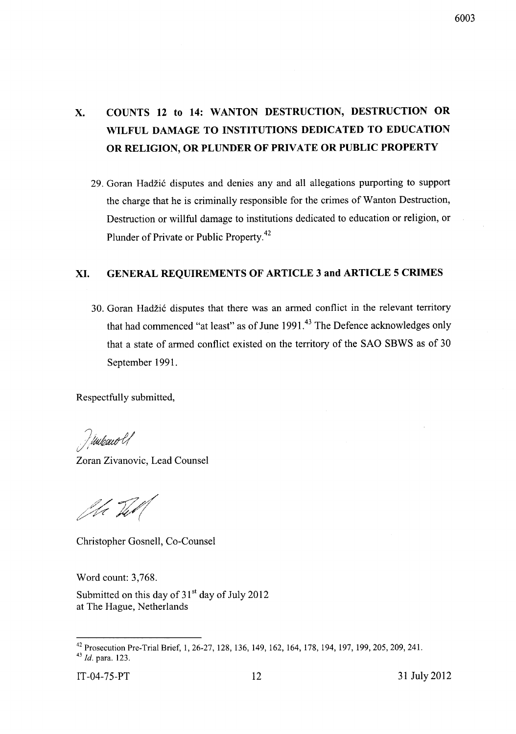## X. COUNTS 12 to 14: WANTON DESTRUCTION, DESTRUCTION OR WILFUL DAMAGE TO INSTITUTIONS DEDICATED TO EDUCATION OR RELIGION, OR PLUNDER OF PRIVATE OR PUBLIC PROPERTY

29. Goran Hadžić disputes and denies any and all allegations purporting to support the charge that he is criminally responsible for the crimes of Wanton Destruction, Destruction or willful damage to institutions dedicated to education or religion, or Plunder of Private or Public Property.[42]

## XI. GENERAL REQUIREMENTS OF ARTICLE 3 and ARTICLE 5 CRIMES

30. Goran Hadžić disputes that there was an armed conflict in the relevant territory that had commenced "at least" as of June 1991.[43] The Defence acknowledges only that a state of armed conflict existed on the territory of the SAO SBWS as of 30 September 1991.

Respectfully submitted,

Zoran Zivanovic, Lead Counsel

Christopher Gosnell, Co-Counsel

Word count: 3,768.

Submitted on this day of 31st day of July 2012
at The Hague, Netherlands

---

[42] Prosecution Pre-Trial Brief, 1, 26-27, 128, 136, 149, 162, 164, 178, 194, 197, 199, 205, 209, 241.

[43] *Id.* para. 123.